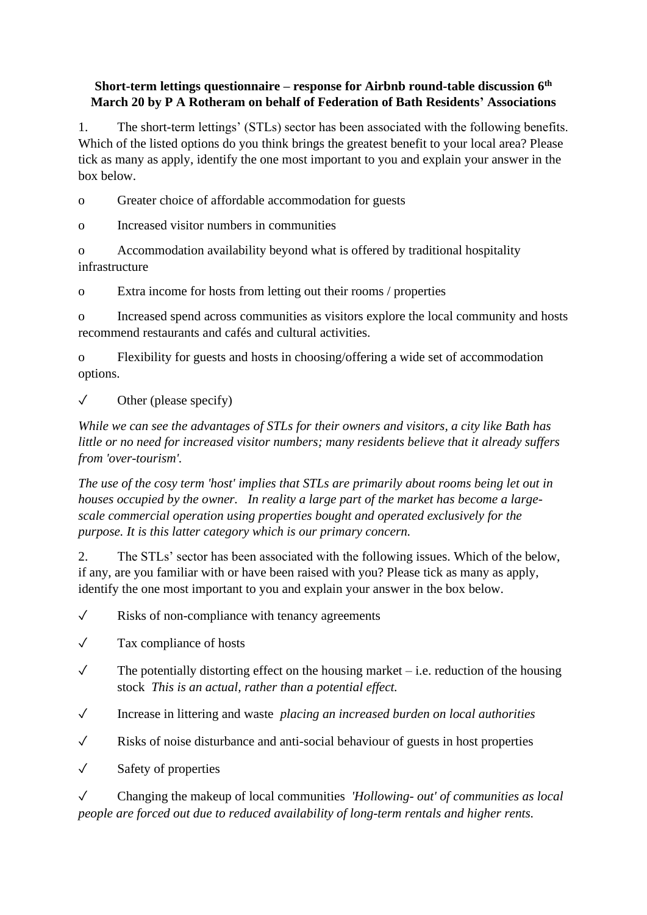**Short-term lettings questionnaire – response for Airbnb round-table discussion 6th March 20 by P A Rotheram on behalf of Federation of Bath Residents' Associations**

1. The short-term lettings' (STLs) sector has been associated with the following benefits. Which of the listed options do you think brings the greatest benefit to your local area? Please tick as many as apply, identify the one most important to you and explain your answer in the box below.

o Greater choice of affordable accommodation for guests

o Increased visitor numbers in communities

o Accommodation availability beyond what is offered by traditional hospitality infrastructure

o Extra income for hosts from letting out their rooms / properties

o Increased spend across communities as visitors explore the local community and hosts recommend restaurants and cafés and cultural activities.

o Flexibility for guests and hosts in choosing/offering a wide set of accommodation options.

✓ Other (please specify)

*While we can see the advantages of STLs for their owners and visitors, a city like Bath has little or no need for increased visitor numbers; many residents believe that it already suffers from 'over-tourism'.*

*The use of the cosy term 'host' implies that STLs are primarily about rooms being let out in houses occupied by the owner. In reality a large part of the market has become a large-scale commercial operation using properties bought and operated exclusively for the purpose. It is this latter category which is our primary concern.*

2. The STLs' sector has been associated with the following issues. Which of the below, if any, are you familiar with or have been raised with you? Please tick as many as apply, identify the one most important to you and explain your answer in the box below.

✓ Risks of non-compliance with tenancy agreements

✓ Tax compliance of hosts

✓ The potentially distorting effect on the housing market – i.e. reduction of the housing stock *This is an actual, rather than a potential effect.*

✓ Increase in littering and waste *placing an increased burden on local authorities*

✓ Risks of noise disturbance and anti-social behaviour of guests in host properties

✓ Safety of properties

✓ Changing the makeup of local communities *'Hollowing- out' of communities as local people are forced out due to reduced availability of long-term rentals and higher rents.*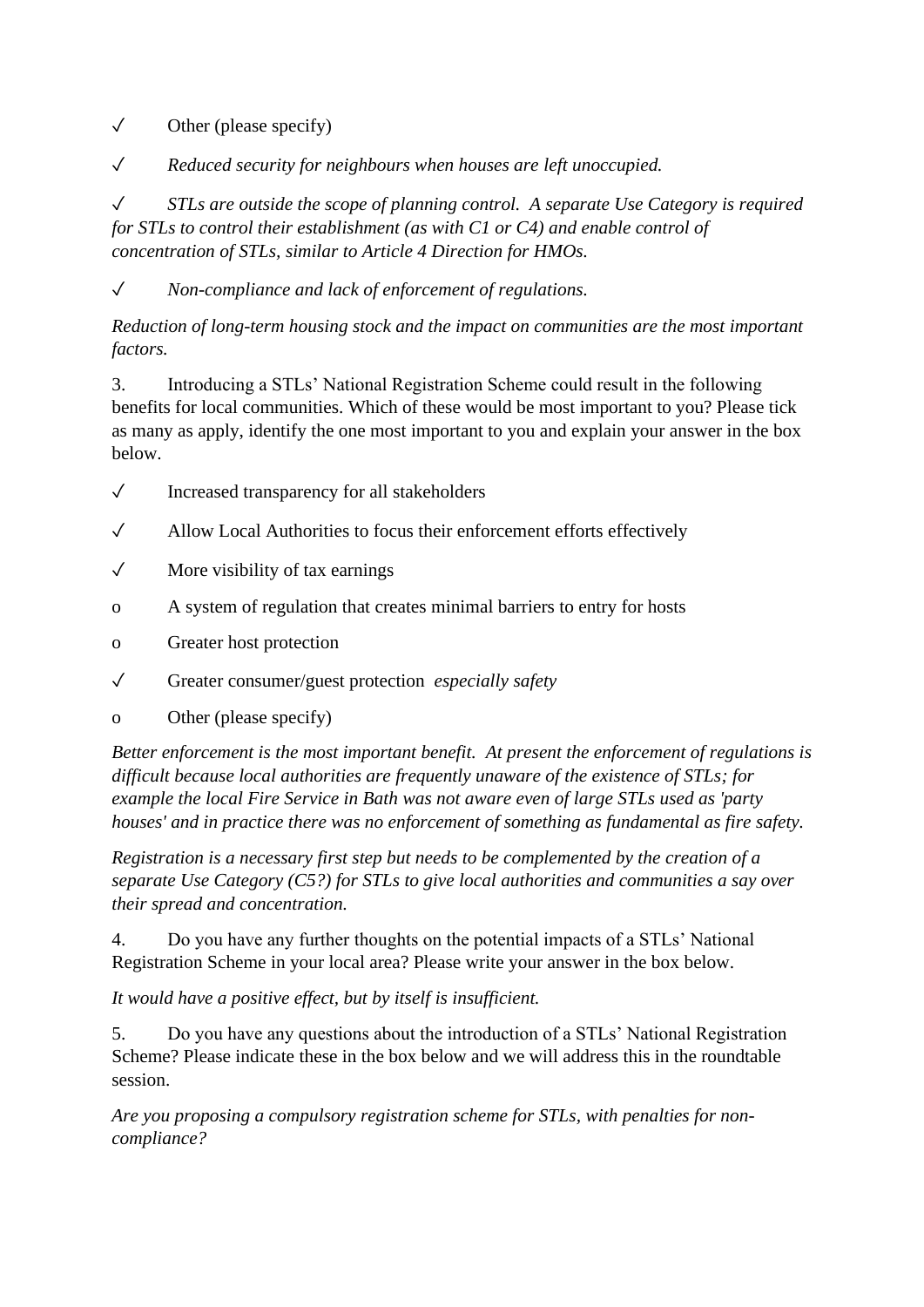✓ Other (please specify)

✓ *Reduced security for neighbours when houses are left unoccupied.*

✓ *STLs are outside the scope of planning control. A separate Use Category is required for STLs to control their establishment (as with C1 or C4) and enable control of concentration of STLs, similar to Article 4 Direction for HMOs.*

✓ *Non-compliance and lack of enforcement of regulations.*

*Reduction of long-term housing stock and the impact on communities are the most important factors.*

3. Introducing a STLs' National Registration Scheme could result in the following benefits for local communities. Which of these would be most important to you? Please tick as many as apply, identify the one most important to you and explain your answer in the box below.

✓ Increased transparency for all stakeholders

✓ Allow Local Authorities to focus their enforcement efforts effectively

✓ More visibility of tax earnings

o A system of regulation that creates minimal barriers to entry for hosts

o Greater host protection

✓ Greater consumer/guest protection *especially safety*

o Other (please specify)

*Better enforcement is the most important benefit. At present the enforcement of regulations is difficult because local authorities are frequently unaware of the existence of STLs; for example the local Fire Service in Bath was not aware even of large STLs used as 'party houses' and in practice there was no enforcement of something as fundamental as fire safety.*

*Registration is a necessary first step but needs to be complemented by the creation of a separate Use Category (C5?) for STLs to give local authorities and communities a say over their spread and concentration.*

4. Do you have any further thoughts on the potential impacts of a STLs' National Registration Scheme in your local area? Please write your answer in the box below.

*It would have a positive effect, but by itself is insufficient.*

5. Do you have any questions about the introduction of a STLs' National Registration Scheme? Please indicate these in the box below and we will address this in the roundtable session.

*Are you proposing a compulsory registration scheme for STLs, with penalties for non-compliance?*